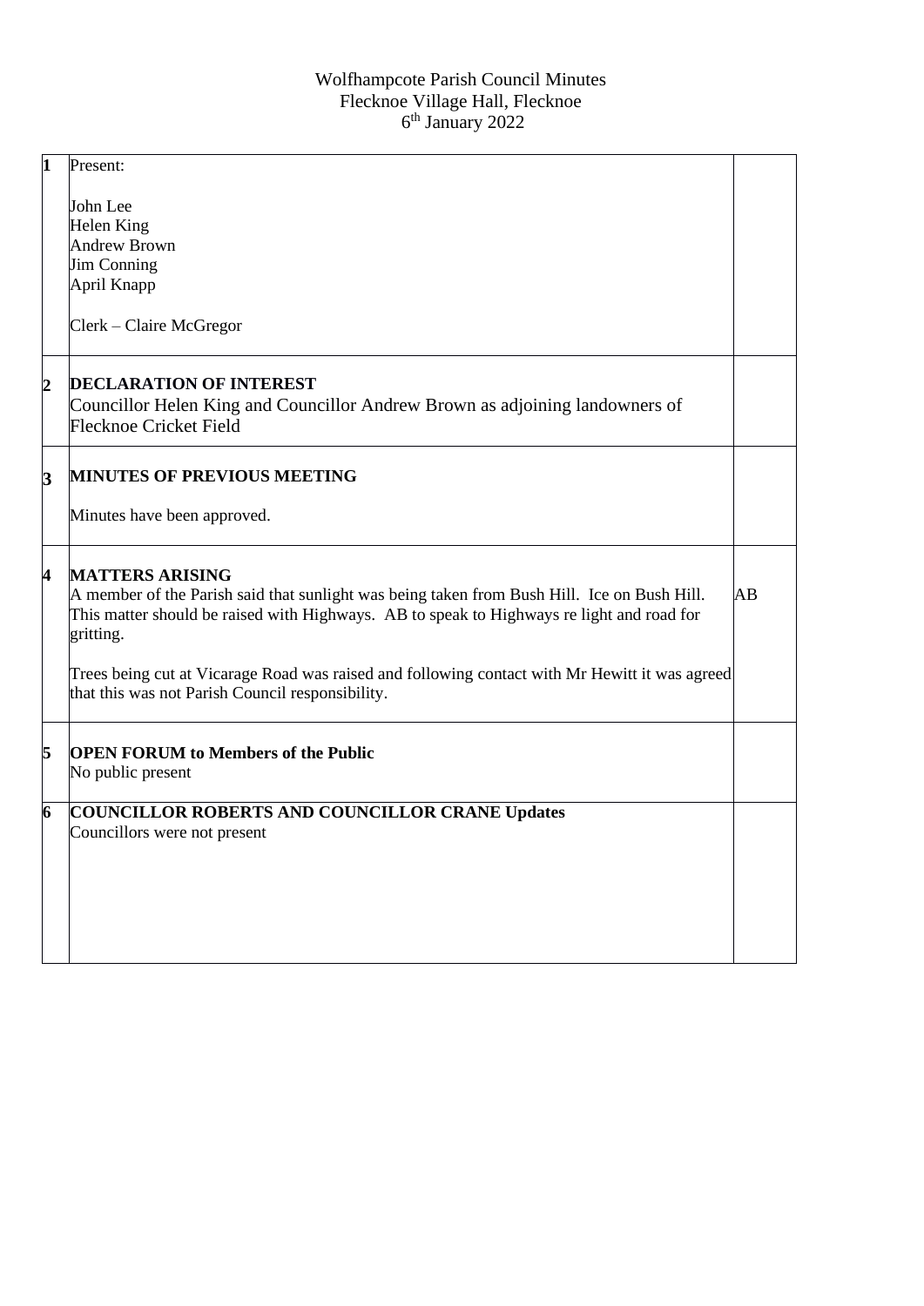Wolfhampcote Parish Council Minutes
Flecknoe Village Hall, Flecknoe
6th January 2022

| | | |
|---|---|---|
| **1** | Present:<br><br>John Lee<br>Helen King<br>Andrew Brown<br>Jim Conning<br>April Knapp<br><br>Clerk – Claire McGregor | |
| **2** | **DECLARATION OF INTEREST**<br>Councillor Helen King and Councillor Andrew Brown as adjoining landowners of Flecknoe Cricket Field | |
| **3** | **MINUTES OF PREVIOUS MEETING**<br><br>Minutes have been approved. | |
| **4** | **MATTERS ARISING**<br>A member of the Parish said that sunlight was being taken from Bush Hill. Ice on Bush Hill. This matter should be raised with Highways. AB to speak to Highways re light and road for gritting.<br><br>Trees being cut at Vicarage Road was raised and following contact with Mr Hewitt it was agreed that this was not Parish Council responsibility. | AB |
| **5** | **OPEN FORUM to Members of the Public**<br>No public present | |
| **6** | **COUNCILLOR ROBERTS AND COUNCILLOR CRANE Updates**<br>Councillors were not present | |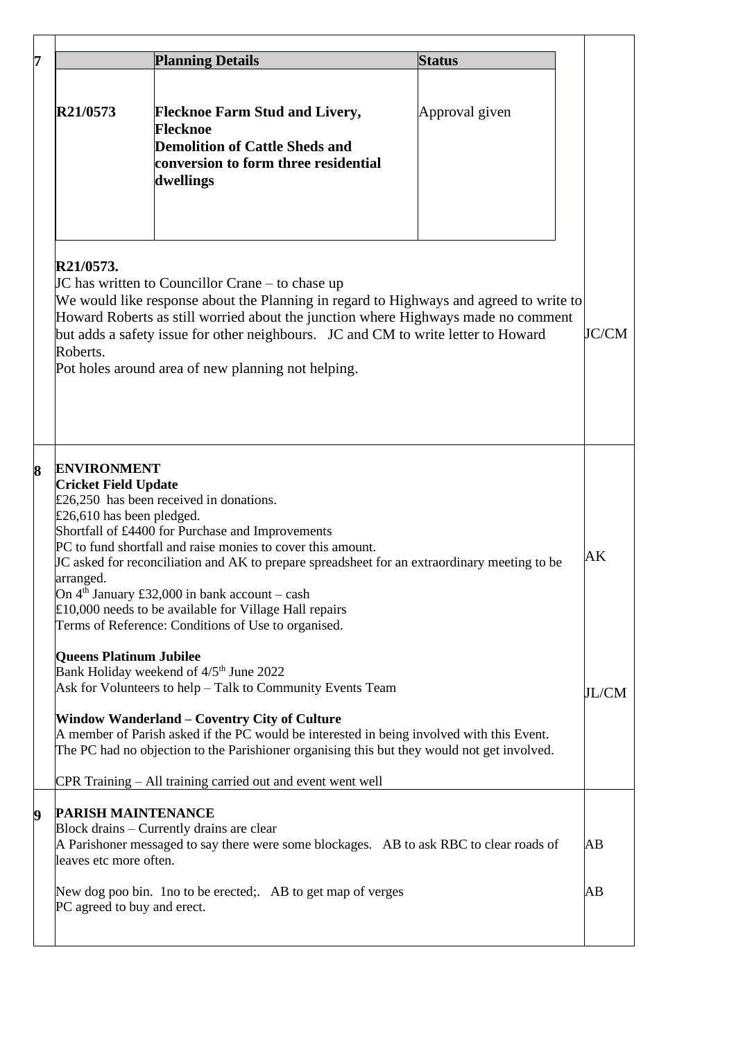| | | | |
|---|---|---|---|
| 7 | | | |

| | Planning Details | Status |
|---|---|---|
| R21/0573 | **Flecknoe Farm Stud and Livery, Flecknoe**<br>**Demolition of Cattle Sheds and conversion to form three residential dwellings** | Approval given |

**R21/0573.**
JC has written to Councillor Crane – to chase up
We would like response about the Planning in regard to Highways and agreed to write to Howard Roberts as still worried about the junction where Highways made no comment but adds a safety issue for other neighbours. JC and CM to write letter to Howard Roberts. — JC/CM
Pot holes around area of new planning not helping.

## 8 ENVIRONMENT

**Cricket Field Update**
£26,250 has been received in donations.
£26,610 has been pledged.
Shortfall of £4400 for Purchase and Improvements
PC to fund shortfall and raise monies to cover this amount.
JC asked for reconciliation and AK to prepare spreadsheet for an extraordinary meeting to be arranged. — AK
On 4th January £32,000 in bank account – cash
£10,000 needs to be available for Village Hall repairs
Terms of Reference: Conditions of Use to organised.

**Queens Platinum Jubilee**
Bank Holiday weekend of 4/5th June 2022
Ask for Volunteers to help – Talk to Community Events Team — JL/CM

**Window Wanderland – Coventry City of Culture**
A member of Parish asked if the PC would be interested in being involved with this Event.
The PC had no objection to the Parishioner organising this but they would not get involved.

CPR Training – All training carried out and event went well

## 9 PARISH MAINTENANCE

Block drains – Currently drains are clear
A Parishoner messaged to say there were some blockages. AB to ask RBC to clear roads of leaves etc more often. — AB

New dog poo bin. 1no to be erected;. AB to get map of verges — AB
PC agreed to buy and erect.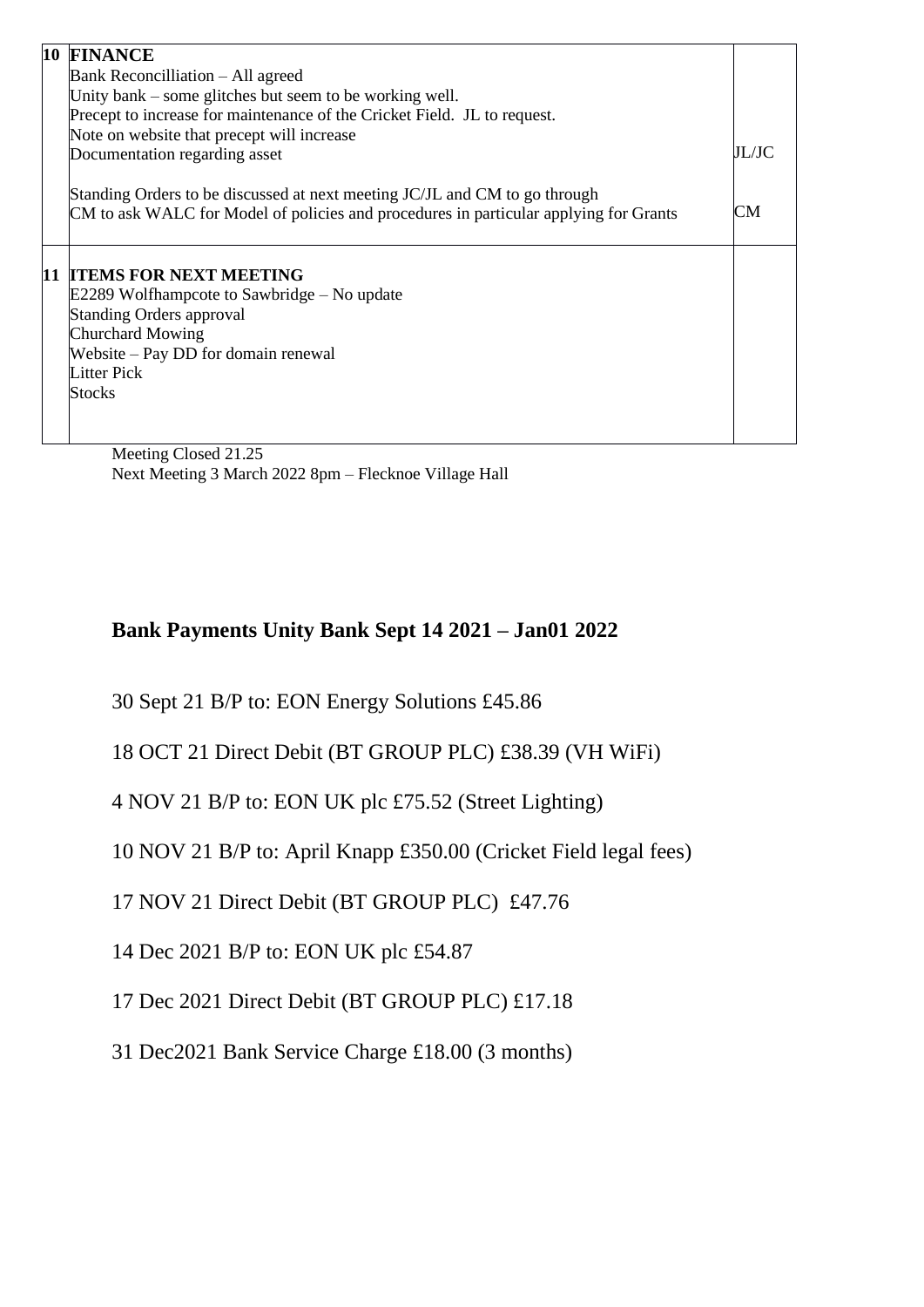| | | |
|---|---|---|
| 10 | **FINANCE**<br>Bank Reconcilliation – All agreed<br>Unity bank – some glitches but seem to be working well.<br>Precept to increase for maintenance of the Cricket Field. JL to request.<br>Note on website that precept will increase<br>Documentation regarding asset<br><br>Standing Orders to be discussed at next meeting JC/JL and CM to go through<br>CM to ask WALC for Model of policies and procedures in particular applying for Grants | JL/JC<br><br>CM |
| 11 | **ITEMS FOR NEXT MEETING**<br>E2289 Wolfhampcote to Sawbridge – No update<br>Standing Orders approval<br>Churchard Mowing<br>Website – Pay DD for domain renewal<br>Litter Pick<br>Stocks | |

Meeting Closed 21.25
Next Meeting 3 March 2022 8pm – Flecknoe Village Hall

## Bank Payments Unity Bank Sept 14 2021 – Jan01 2022

30 Sept 21 B/P to: EON Energy Solutions £45.86

18 OCT 21 Direct Debit (BT GROUP PLC) £38.39 (VH WiFi)

4 NOV 21 B/P to: EON UK plc £75.52 (Street Lighting)

10 NOV 21 B/P to: April Knapp £350.00 (Cricket Field legal fees)

17 NOV 21 Direct Debit (BT GROUP PLC) £47.76

14 Dec 2021 B/P to: EON UK plc £54.87

17 Dec 2021 Direct Debit (BT GROUP PLC) £17.18

31 Dec2021 Bank Service Charge £18.00 (3 months)